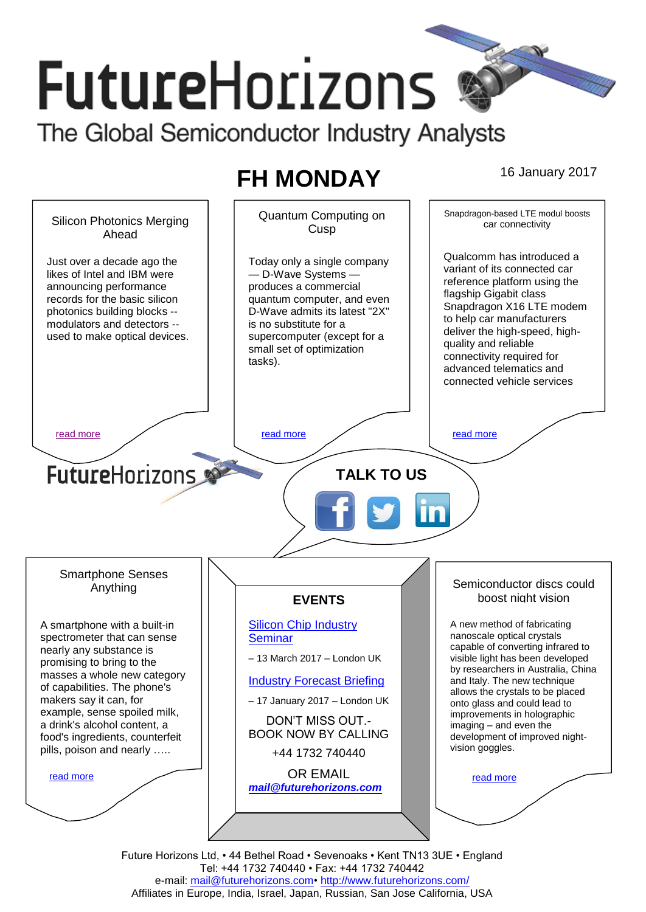# FutureHorizons

The Global Semiconductor Industry Analysts

## FH MONDAY

16 January 2017

### Silicon Photonics Merging Ahead

Just over a decade ago the likes of Intel and IBM were announcing performance records for the basic silicon photonics building blocks -- modulators and detectors -- used to make optical devices.

read more

### Quantum Computing on Cusp

Today only a single company — D-Wave Systems — produces a commercial quantum computer, and even D-Wave admits its latest "2X" is no substitute for a supercomputer (except for a small set of optimization tasks).

read more

### Snapdragon-based LTE modul boosts car connectivity

Qualcomm has introduced a variant of its connected car reference platform using the flagship Gigabit class Snapdragon X16 LTE modem to help car manufacturers deliver the high-speed, high-quality and reliable connectivity required for advanced telematics and connected vehicle services

read more

FutureHorizons

**TALK TO US**

### Smartphone Senses Anything

A smartphone with a built-in spectrometer that can sense nearly any substance is promising to bring to the masses a whole new category of capabilities. The phone's makers say it can, for example, sense spoiled milk, a drink's alcohol content, a food's ingredients, counterfeit pills, poison and nearly …..

read more

### EVENTS

Silicon Chip Industry Seminar

– 13 March 2017 – London UK

Industry Forecast Briefing

– 17 January 2017 – London UK

DON'T MISS OUT.- BOOK NOW BY CALLING

+44 1732 740440

OR EMAIL

***mail@futurehorizons.com***

### Semiconductor discs could boost night vision

A new method of fabricating nanoscale optical crystals capable of converting infrared to visible light has been developed by researchers in Australia, China and Italy. The new technique allows the crystals to be placed onto glass and could lead to improvements in holographic imaging – and even the development of improved night-vision goggles.

read more

Future Horizons Ltd, • 44 Bethel Road • Sevenoaks • Kent TN13 3UE • England
Tel: +44 1732 740440 • Fax: +44 1732 740442
e-mail: mail@futurehorizons.com• http://www.futurehorizons.com/
Affiliates in Europe, India, Israel, Japan, Russian, San Jose California, USA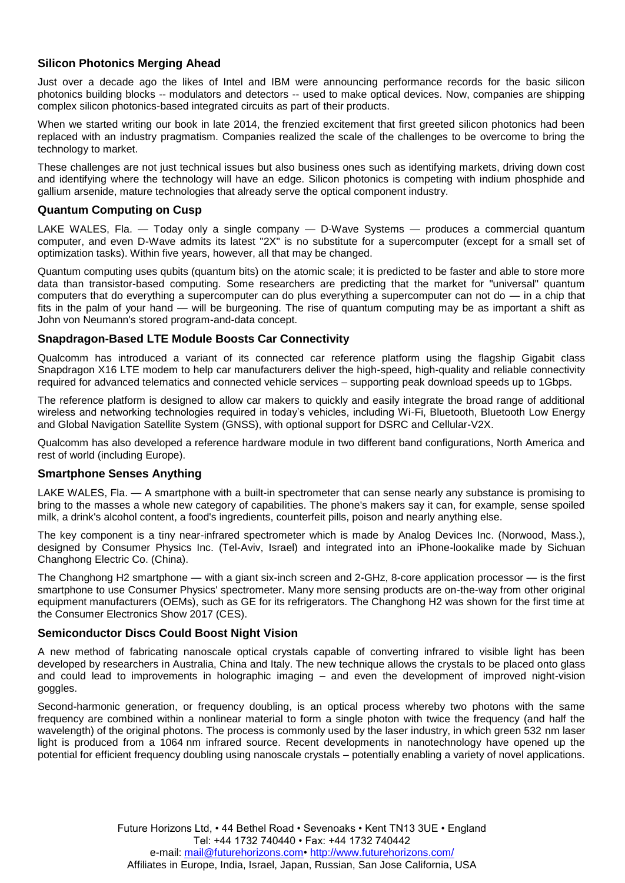## Silicon Photonics Merging Ahead

Just over a decade ago the likes of Intel and IBM were announcing performance records for the basic silicon photonics building blocks -- modulators and detectors -- used to make optical devices. Now, companies are shipping complex silicon photonics-based integrated circuits as part of their products.

When we started writing our book in late 2014, the frenzied excitement that first greeted silicon photonics had been replaced with an industry pragmatism. Companies realized the scale of the challenges to be overcome to bring the technology to market.

These challenges are not just technical issues but also business ones such as identifying markets, driving down cost and identifying where the technology will have an edge. Silicon photonics is competing with indium phosphide and gallium arsenide, mature technologies that already serve the optical component industry.

## Quantum Computing on Cusp

LAKE WALES, Fla. — Today only a single company — D-Wave Systems — produces a commercial quantum computer, and even D-Wave admits its latest "2X" is no substitute for a supercomputer (except for a small set of optimization tasks). Within five years, however, all that may be changed.

Quantum computing uses qubits (quantum bits) on the atomic scale; it is predicted to be faster and able to store more data than transistor-based computing. Some researchers are predicting that the market for "universal" quantum computers that do everything a supercomputer can do plus everything a supercomputer can not do — in a chip that fits in the palm of your hand — will be burgeoning. The rise of quantum computing may be as important a shift as John von Neumann's stored program-and-data concept.

## Snapdragon-Based LTE Module Boosts Car Connectivity

Qualcomm has introduced a variant of its connected car reference platform using the flagship Gigabit class Snapdragon X16 LTE modem to help car manufacturers deliver the high-speed, high-quality and reliable connectivity required for advanced telematics and connected vehicle services – supporting peak download speeds up to 1Gbps.

The reference platform is designed to allow car makers to quickly and easily integrate the broad range of additional wireless and networking technologies required in today's vehicles, including Wi-Fi, Bluetooth, Bluetooth Low Energy and Global Navigation Satellite System (GNSS), with optional support for DSRC and Cellular-V2X.

Qualcomm has also developed a reference hardware module in two different band configurations, North America and rest of world (including Europe).

## Smartphone Senses Anything

LAKE WALES, Fla. — A smartphone with a built-in spectrometer that can sense nearly any substance is promising to bring to the masses a whole new category of capabilities. The phone's makers say it can, for example, sense spoiled milk, a drink's alcohol content, a food's ingredients, counterfeit pills, poison and nearly anything else.

The key component is a tiny near-infrared spectrometer which is made by Analog Devices Inc. (Norwood, Mass.), designed by Consumer Physics Inc. (Tel-Aviv, Israel) and integrated into an iPhone-lookalike made by Sichuan Changhong Electric Co. (China).

The Changhong H2 smartphone — with a giant six-inch screen and 2-GHz, 8-core application processor — is the first smartphone to use Consumer Physics' spectrometer. Many more sensing products are on-the-way from other original equipment manufacturers (OEMs), such as GE for its refrigerators. The Changhong H2 was shown for the first time at the Consumer Electronics Show 2017 (CES).

## Semiconductor Discs Could Boost Night Vision

A new method of fabricating nanoscale optical crystals capable of converting infrared to visible light has been developed by researchers in Australia, China and Italy. The new technique allows the crystals to be placed onto glass and could lead to improvements in holographic imaging – and even the development of improved night-vision goggles.

Second-harmonic generation, or frequency doubling, is an optical process whereby two photons with the same frequency are combined within a nonlinear material to form a single photon with twice the frequency (and half the wavelength) of the original photons. The process is commonly used by the laser industry, in which green 532 nm laser light is produced from a 1064 nm infrared source. Recent developments in nanotechnology have opened up the potential for efficient frequency doubling using nanoscale crystals – potentially enabling a variety of novel applications.

Future Horizons Ltd, • 44 Bethel Road • Sevenoaks • Kent TN13 3UE • England
Tel: +44 1732 740440 • Fax: +44 1732 740442
e-mail: mail@futurehorizons.com• http://www.futurehorizons.com/
Affiliates in Europe, India, Israel, Japan, Russian, San Jose California, USA